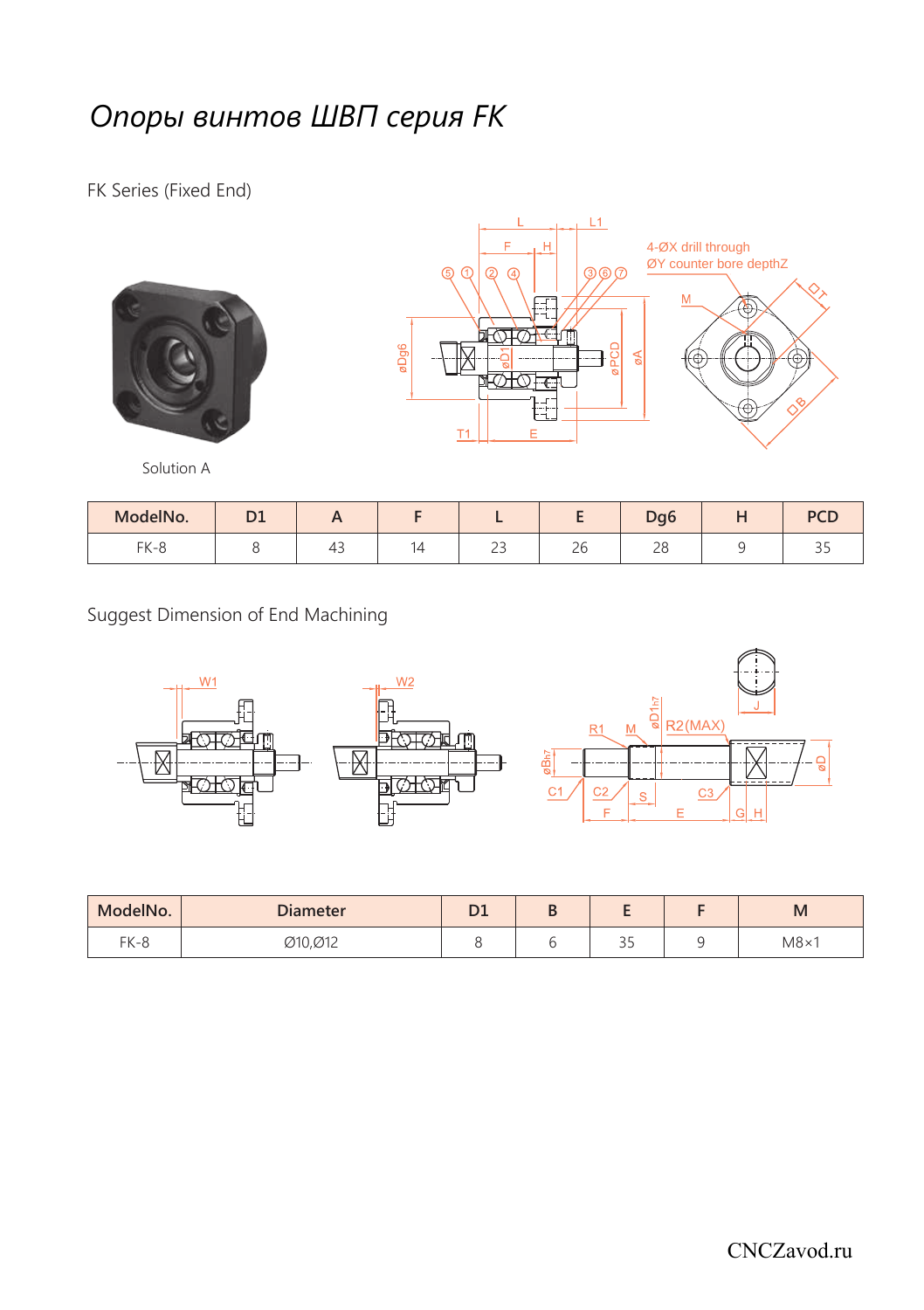# *Опоры винтов ШВП серия FK*

FK Series (Fixed End)

Solution A

| ModelNo. | D1 | A | F | L | E | Dg6 | H | PCD |
|---|---|---|---|---|---|---|---|---|
| FK-8 | 8 | 43 | 14 | 23 | 26 | 28 | 9 | 35 |

Suggest Dimension of End Machining

| ModelNo. | Diameter | D1 | B | E | F | M |
|---|---|---|---|---|---|---|
| FK-8 | Ø10,Ø12 | 8 | 6 | 35 | 9 | M8×1 |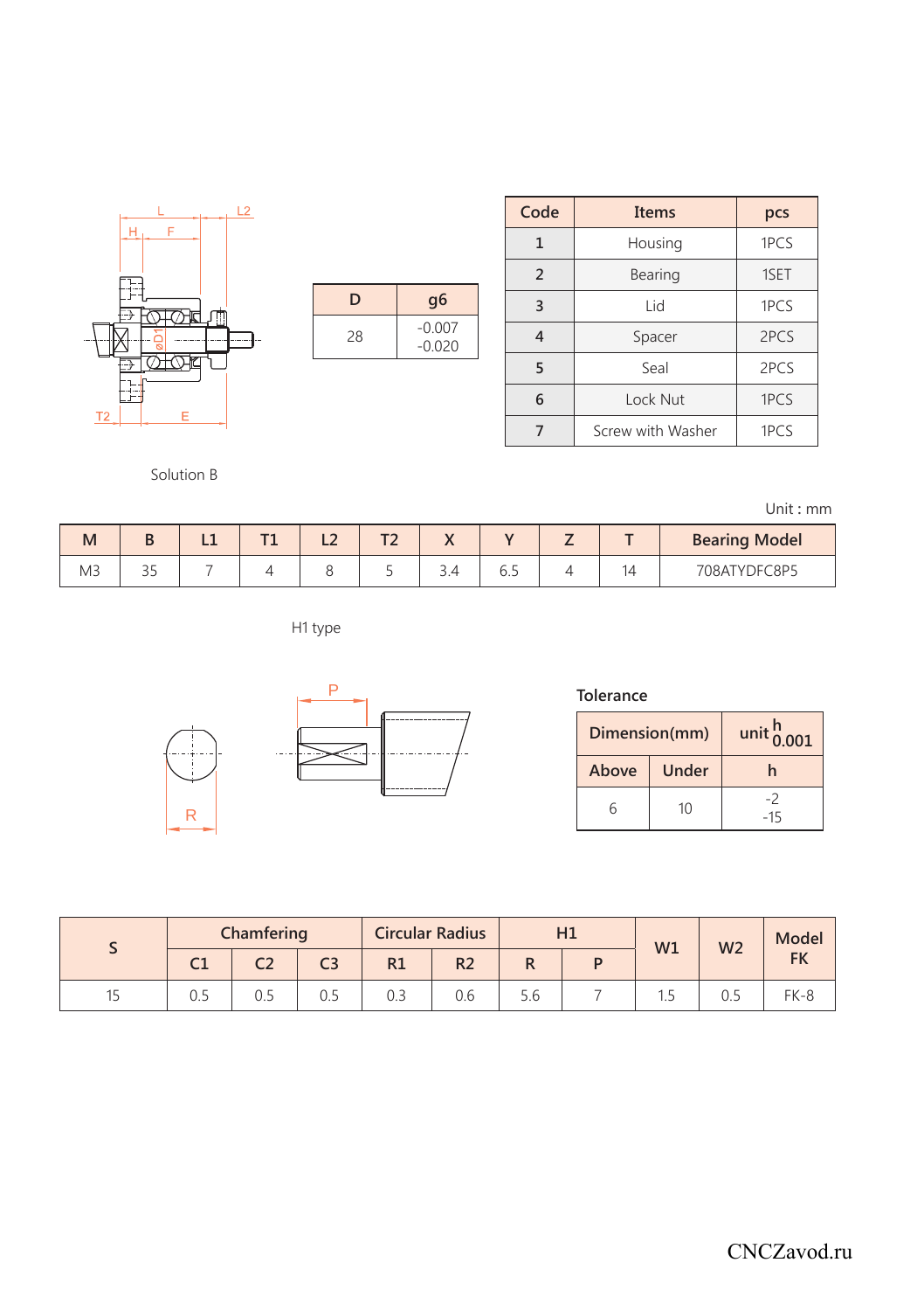| D | g6 |
|---|---|
| 28 | -0.007<br>-0.020 |

| Code | Items | pcs |
|---|---|---|
| 1 | Housing | 1PCS |
| 2 | Bearing | 1SET |
| 3 | Lid | 1PCS |
| 4 | Spacer | 2PCS |
| 5 | Seal | 2PCS |
| 6 | Lock Nut | 1PCS |
| 7 | Screw with Washer | 1PCS |

Solution B

Unit : mm

| M | B | L1 | T1 | L2 | T2 | X | Y | Z | T | Bearing Model |
|---|---|---|---|---|---|---|---|---|---|---|
| M3 | 35 | 7 | 4 | 8 | 5 | 3.4 | 6.5 | 4 | 14 | 708ATYDFC8P5 |

H1 type

**Tolerance**

| Dimension(mm) | | unit $^{h}_{0.001}$ |
|---|---|---|
| Above | Under | h |
| 6 | 10 | -2<br>-15 |

| S | Chamfering | | | Circular Radius | | H1 | | W1 | W2 | Model FK |
|---|---|---|---|---|---|---|---|---|---|---|
| | C1 | C2 | C3 | R1 | R2 | R | P | | | |
| 15 | 0.5 | 0.5 | 0.5 | 0.3 | 0.6 | 5.6 | 7 | 1.5 | 0.5 | FK-8 |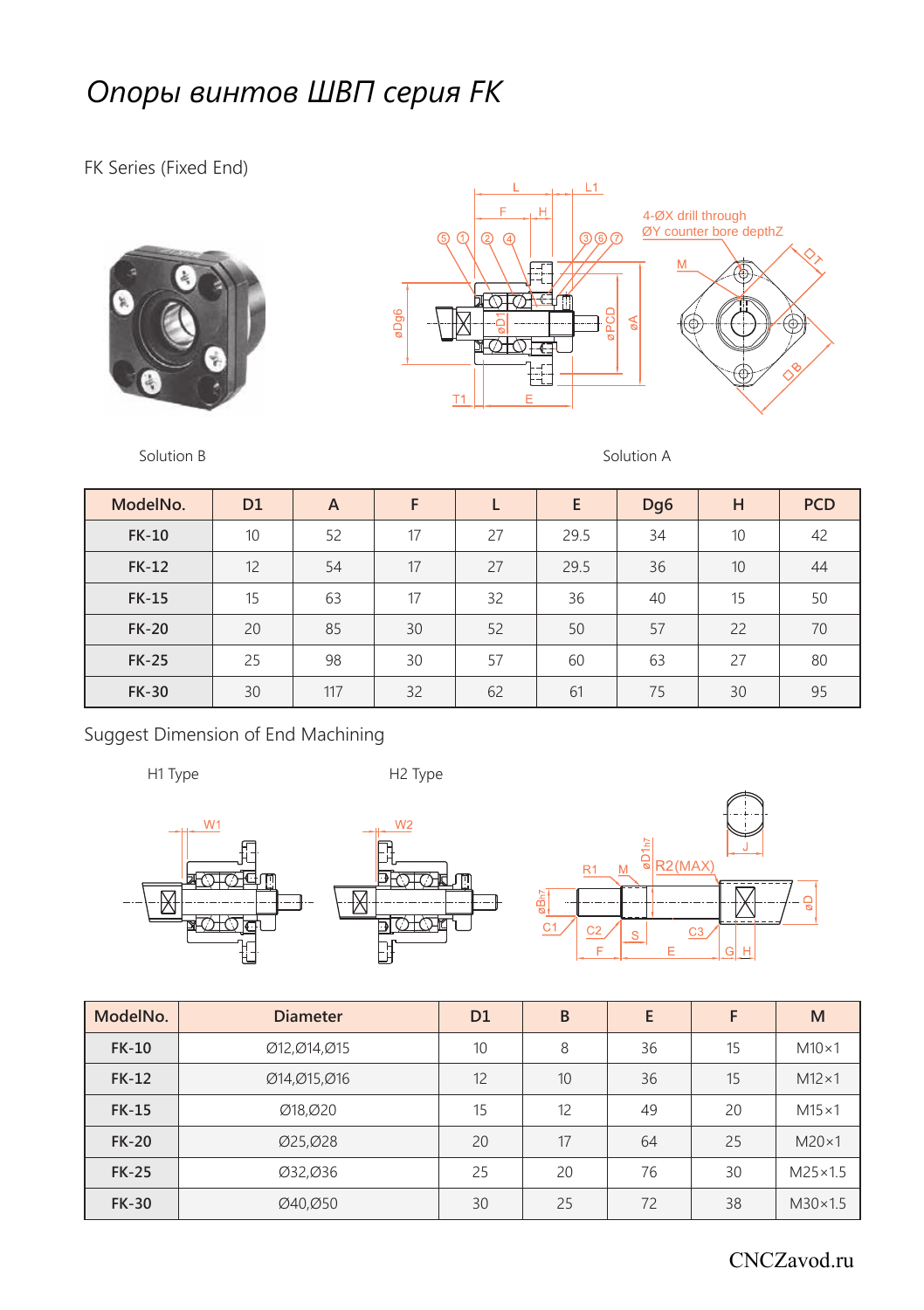# *Опоры винтов ШВП серия FK*

FK Series (Fixed End)

Solution B

Solution A

| ModelNo. | D1 | A | F | L | E | Dg6 | H | PCD |
|---|---|---|---|---|---|---|---|---|
| FK-10 | 10 | 52 | 17 | 27 | 29.5 | 34 | 10 | 42 |
| FK-12 | 12 | 54 | 17 | 27 | 29.5 | 36 | 10 | 44 |
| FK-15 | 15 | 63 | 17 | 32 | 36 | 40 | 15 | 50 |
| FK-20 | 20 | 85 | 30 | 52 | 50 | 57 | 22 | 70 |
| FK-25 | 25 | 98 | 30 | 57 | 60 | 63 | 27 | 80 |
| FK-30 | 30 | 117 | 32 | 62 | 61 | 75 | 30 | 95 |

## Suggest Dimension of End Machining

H1 Type

H2 Type

| ModelNo. | Diameter | D1 | B | E | F | M |
|---|---|---|---|---|---|---|
| FK-10 | Ø12,Ø14,Ø15 | 10 | 8 | 36 | 15 | M10×1 |
| FK-12 | Ø14,Ø15,Ø16 | 12 | 10 | 36 | 15 | M12×1 |
| FK-15 | Ø18,Ø20 | 15 | 12 | 49 | 20 | M15×1 |
| FK-20 | Ø25,Ø28 | 20 | 17 | 64 | 25 | M20×1 |
| FK-25 | Ø32,Ø36 | 25 | 20 | 76 | 30 | M25×1.5 |
| FK-30 | Ø40,Ø50 | 30 | 25 | 72 | 38 | M30×1.5 |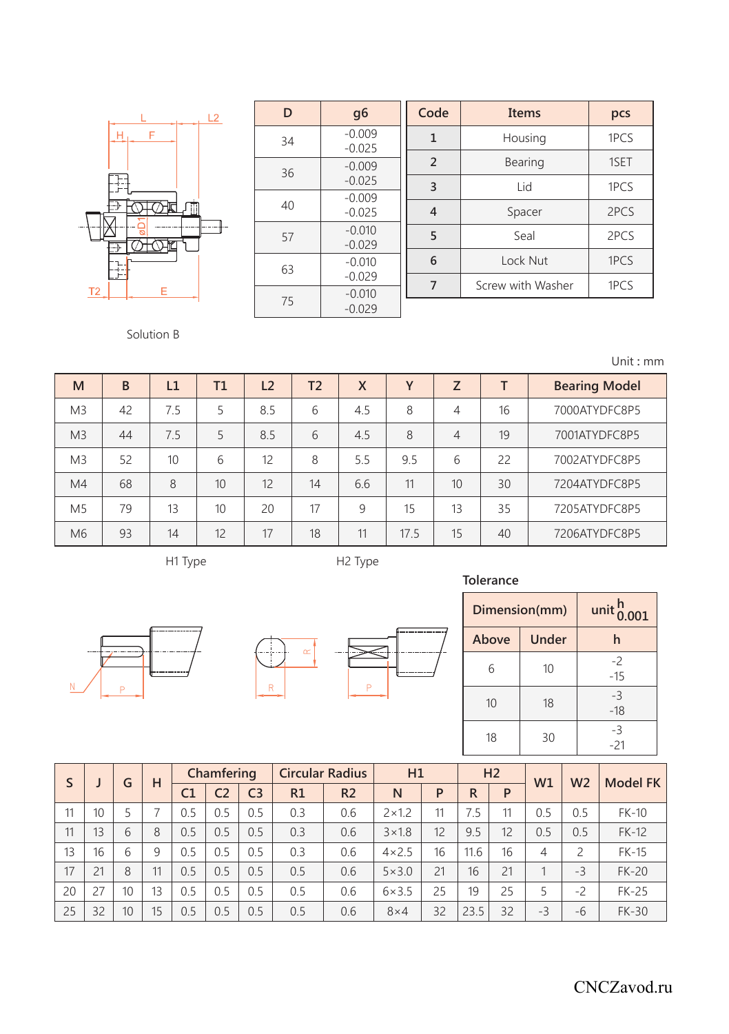L

L2

H F

T2 E

øD1

Solution B

| D | g6 |
|---|---|
| 34 | -0.009<br>-0.025 |
| 36 | -0.009<br>-0.025 |
| 40 | -0.009<br>-0.025 |
| 57 | -0.010<br>-0.029 |
| 63 | -0.010<br>-0.029 |
| 75 | -0.010<br>-0.029 |

| Code | Items | pcs |
|---|---|---|
| 1 | Housing | 1PCS |
| 2 | Bearing | 1SET |
| 3 | Lid | 1PCS |
| 4 | Spacer | 2PCS |
| 5 | Seal | 2PCS |
| 6 | Lock Nut | 1PCS |
| 7 | Screw with Washer | 1PCS |

Unit : mm

| M | B | L1 | T1 | L2 | T2 | X | Y | Z | T | Bearing Model |
|---|---|---|---|---|---|---|---|---|---|---|
| M3 | 42 | 7.5 | 5 | 8.5 | 6 | 4.5 | 8 | 4 | 16 | 7000ATYDFC8P5 |
| M3 | 44 | 7.5 | 5 | 8.5 | 6 | 4.5 | 8 | 4 | 19 | 7001ATYDFC8P5 |
| M3 | 52 | 10 | 6 | 12 | 8 | 5.5 | 9.5 | 6 | 22 | 7002ATYDFC8P5 |
| M4 | 68 | 8 | 10 | 12 | 14 | 6.6 | 11 | 10 | 30 | 7204ATYDFC8P5 |
| M5 | 79 | 13 | 10 | 20 | 17 | 9 | 15 | 13 | 35 | 7205ATYDFC8P5 |
| M6 | 93 | 14 | 12 | 17 | 18 | 11 | 17.5 | 15 | 40 | 7206ATYDFC8P5 |

H1 Type

H2 Type

N P R R P

**Tolerance**

| Dimension(mm) | | unit $^{h}_{0.001}$ |
|---|---|---|
| Above | Under | h |
| 6 | 10 | -2<br>-15 |
| 10 | 18 | -3<br>-18 |
| 18 | 30 | -3<br>-21 |

| S | J | G | H | Chamfering | | | Circular Radius | | H1 | | H2 | | W1 | W2 | Model FK |
|---|---|---|---|---|---|---|---|---|---|---|---|---|---|---|---|
| | | | | C1 | C2 | C3 | R1 | R2 | N | P | R | P | | | |
| 11 | 10 | 5 | 7 | 0.5 | 0.5 | 0.5 | 0.3 | 0.6 | 2×1.2 | 11 | 7.5 | 11 | 0.5 | 0.5 | FK-10 |
| 11 | 13 | 6 | 8 | 0.5 | 0.5 | 0.5 | 0.3 | 0.6 | 3×1.8 | 12 | 9.5 | 12 | 0.5 | 0.5 | FK-12 |
| 13 | 16 | 6 | 9 | 0.5 | 0.5 | 0.5 | 0.3 | 0.6 | 4×2.5 | 16 | 11.6 | 16 | 4 | 2 | FK-15 |
| 17 | 21 | 8 | 11 | 0.5 | 0.5 | 0.5 | 0.5 | 0.6 | 5×3.0 | 21 | 16 | 21 | 1 | -3 | FK-20 |
| 20 | 27 | 10 | 13 | 0.5 | 0.5 | 0.5 | 0.5 | 0.6 | 6×3.5 | 25 | 19 | 25 | 5 | -2 | FK-25 |
| 25 | 32 | 10 | 15 | 0.5 | 0.5 | 0.5 | 0.5 | 0.6 | 8×4 | 32 | 23.5 | 32 | -3 | -6 | FK-30 |

CNCZavod.ru